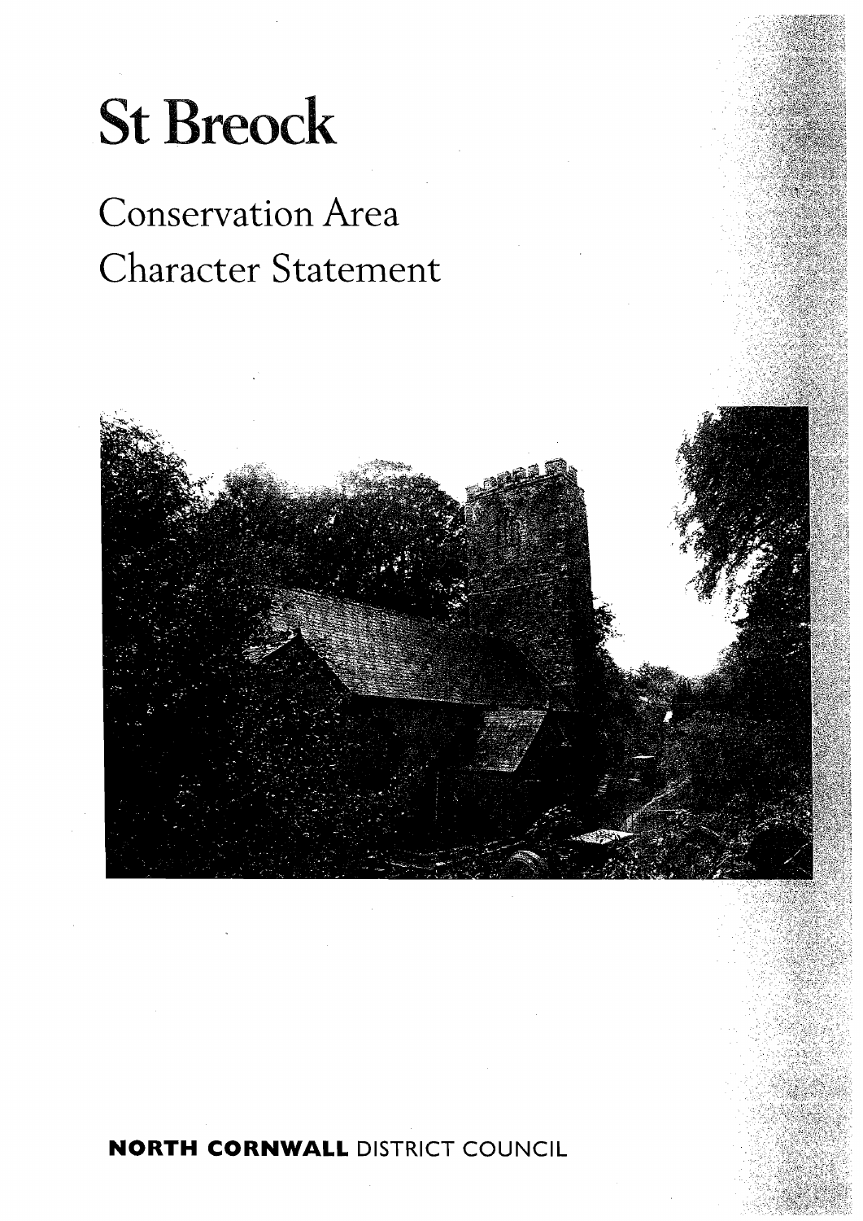# St Breock

## Conservation Area
## Character Statement

**NORTH CORNWALL** DISTRICT COUNCIL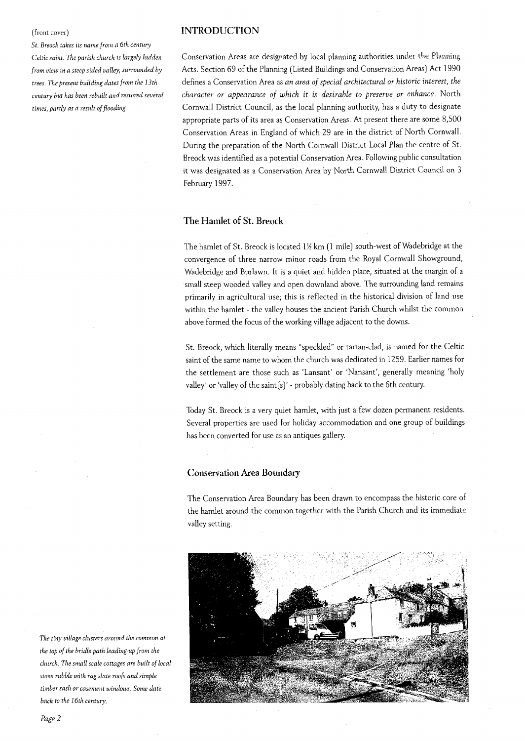(front cover)

*St. Breock takes its name from a 6th century Celtic saint. The parish church is largely hidden from view in a steep sided valley, surrounded by trees. The present building dates from the 13th century but has been rebuilt and restored several times, partly as a result of flooding.*

## INTRODUCTION

Conservation Areas are designated by local planning authorities under the Planning Acts. Section 69 of the Planning (Listed Buildings and Conservation Areas) Act 1990 defines a Conservation Area as *an area of special architectural or historic interest, the character or appearance of which it is desirable to preserve or enhance.* North Cornwall District Council, as the local planning authority, has a duty to designate appropriate parts of its area as Conservation Areas. At present there are some 8,500 Conservation Areas in England of which 29 are in the district of North Cornwall. During the preparation of the North Cornwall District Local Plan the centre of St. Breock was identified as a potential Conservation Area. Following public consultation it was designated as a Conservation Area by North Cornwall District Council on 3 February 1997.

### The Hamlet of St. Breock

The hamlet of St. Breock is located 1½ km (1 mile) south-west of Wadebridge at the convergence of three narrow minor roads from the Royal Cornwall Showground, Wadebridge and Burlawn. It is a quiet and hidden place, situated at the margin of a small steep wooded valley and open downland above. The surrounding land remains primarily in agricultural use; this is reflected in the historical division of land use within the hamlet - the valley houses the ancient Parish Church whilst the common above formed the focus of the working village adjacent to the downs.

St. Breock, which literally means "speckled" or tartan-clad, is named for the Celtic saint of the same name to whom the church was dedicated in 1259. Earlier names for the settlement are those such as 'Lansant' or 'Nansant', generally meaning 'holy valley' or 'valley of the saint(s)' - probably dating back to the 6th century.

Today St. Breock is a very quiet hamlet, with just a few dozen permanent residents. Several properties are used for holiday accommodation and one group of buildings has been converted for use as an antiques gallery.

### Conservation Area Boundary

The Conservation Area Boundary has been drawn to encompass the historic core of the hamlet around the common together with the Parish Church and its immediate valley setting.

*The tiny village clusters around the common at the top of the bridle path leading up from the church. The small scale cottages are built of local stone rubble with rag slate roofs and simple timber sash or casement windows. Some date back to the 16th century.*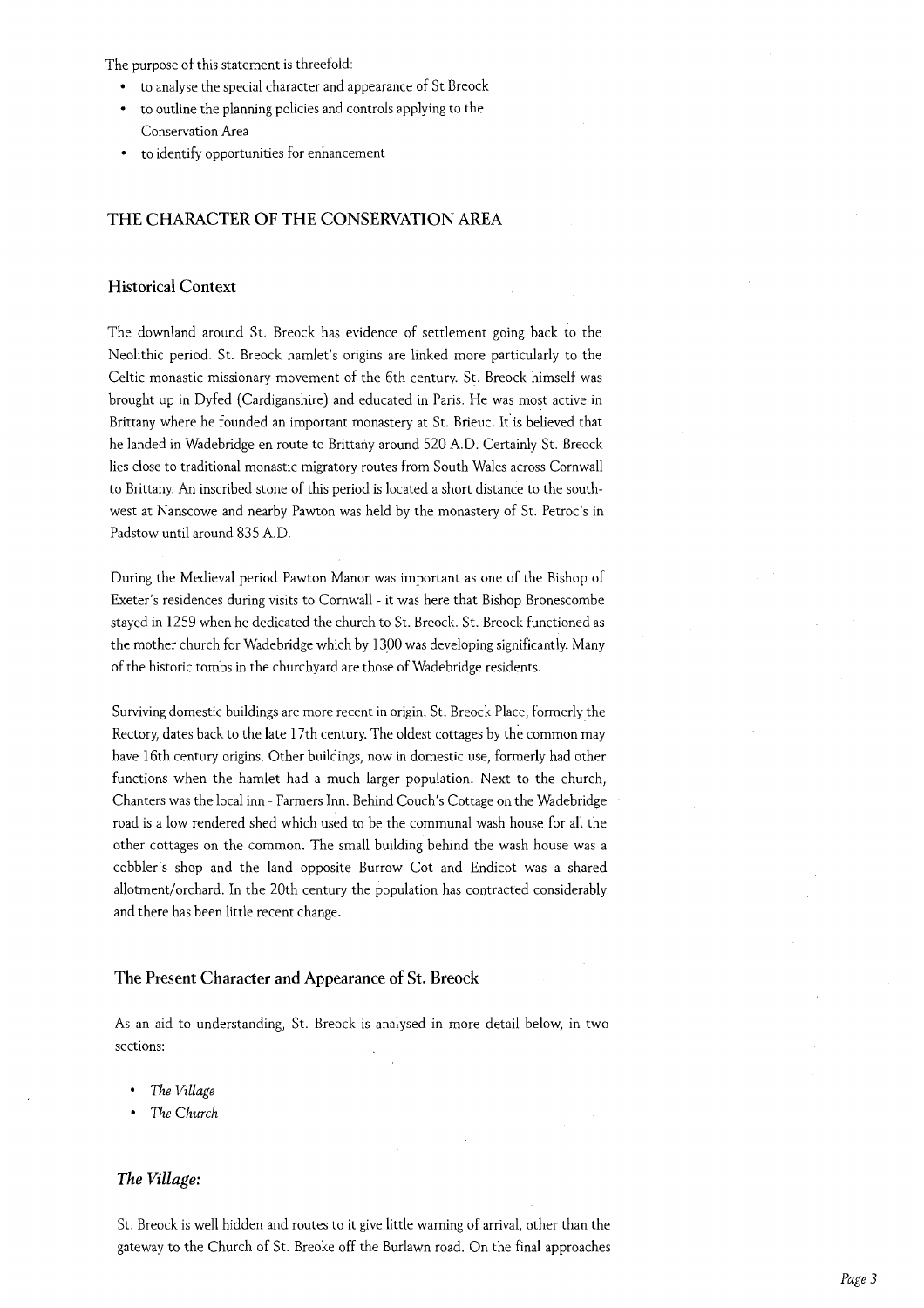The purpose of this statement is threefold:

- to analyse the special character and appearance of St Breock
- to outline the planning policies and controls applying to the Conservation Area
- to identify opportunities for enhancement

## THE CHARACTER OF THE CONSERVATION AREA

### Historical Context

The downland around St. Breock has evidence of settlement going back to the Neolithic period. St. Breock hamlet's origins are linked more particularly to the Celtic monastic missionary movement of the 6th century. St. Breock himself was brought up in Dyfed (Cardiganshire) and educated in Paris. He was most active in Brittany where he founded an important monastery at St. Brieuc. It is believed that he landed in Wadebridge en route to Brittany around 520 A.D. Certainly St. Breock lies close to traditional monastic migratory routes from South Wales across Cornwall to Brittany. An inscribed stone of this period is located a short distance to the south-west at Nanscowe and nearby Pawton was held by the monastery of St. Petroc's in Padstow until around 835 A.D.

During the Medieval period Pawton Manor was important as one of the Bishop of Exeter's residences during visits to Cornwall - it was here that Bishop Bronescombe stayed in 1259 when he dedicated the church to St. Breock. St. Breock functioned as the mother church for Wadebridge which by 1300 was developing significantly. Many of the historic tombs in the churchyard are those of Wadebridge residents.

Surviving domestic buildings are more recent in origin. St. Breock Place, formerly the Rectory, dates back to the late 17th century. The oldest cottages by the common may have 16th century origins. Other buildings, now in domestic use, formerly had other functions when the hamlet had a much larger population. Next to the church, Chanters was the local inn - Farmers Inn. Behind Couch's Cottage on the Wadebridge road is a low rendered shed which used to be the communal wash house for all the other cottages on the common. The small building behind the wash house was a cobbler's shop and the land opposite Burrow Cot and Endicot was a shared allotment/orchard. In the 20th century the population has contracted considerably and there has been little recent change.

### The Present Character and Appearance of St. Breock

As an aid to understanding, St. Breock is analysed in more detail below, in two sections:

- *The Village*
- *The Church*

### *The Village:*

St. Breock is well hidden and routes to it give little warning of arrival, other than the gateway to the Church of St. Breoke off the Burlawn road. On the final approaches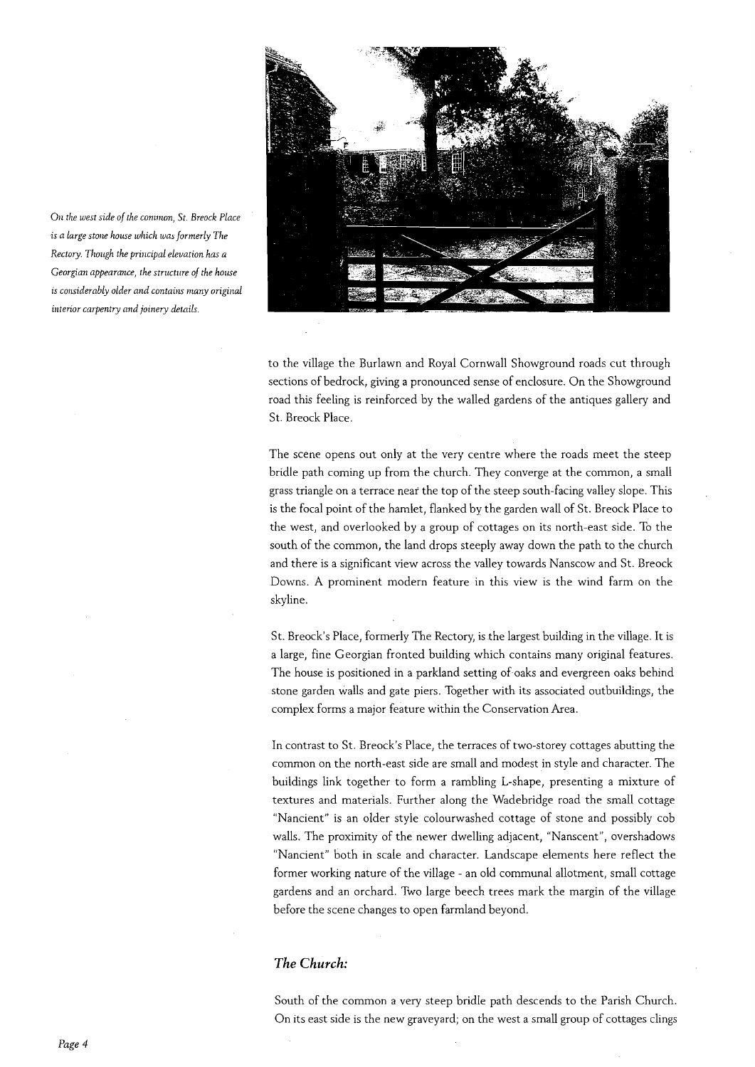*On the west side of the common, St. Breock Place is a large stone house which was formerly The Rectory. Though the principal elevation has a Georgian appearance, the structure of the house is considerably older and contains many original interior carpentry and joinery details.*

to the village the Burlawn and Royal Cornwall Showground roads cut through sections of bedrock, giving a pronounced sense of enclosure. On the Showground road this feeling is reinforced by the walled gardens of the antiques gallery and St. Breock Place.

The scene opens out only at the very centre where the roads meet the steep bridle path coming up from the church. They converge at the common, a small grass triangle on a terrace near the top of the steep south-facing valley slope. This is the focal point of the hamlet, flanked by the garden wall of St. Breock Place to the west, and overlooked by a group of cottages on its north-east side. To the south of the common, the land drops steeply away down the path to the church and there is a significant view across the valley towards Nanscow and St. Breock Downs. A prominent modern feature in this view is the wind farm on the skyline.

St. Breock's Place, formerly The Rectory, is the largest building in the village. It is a large, fine Georgian fronted building which contains many original features. The house is positioned in a parkland setting of oaks and evergreen oaks behind stone garden walls and gate piers. Together with its associated outbuildings, the complex forms a major feature within the Conservation Area.

In contrast to St. Breock's Place, the terraces of two-storey cottages abutting the common on the north-east side are small and modest in style and character. The buildings link together to form a rambling L-shape, presenting a mixture of textures and materials. Further along the Wadebridge road the small cottage "Nancient" is an older style colourwashed cottage of stone and possibly cob walls. The proximity of the newer dwelling adjacent, "Nanscent", overshadows "Nancient" both in scale and character. Landscape elements here reflect the former working nature of the village - an old communal allotment, small cottage gardens and an orchard. Two large beech trees mark the margin of the village before the scene changes to open farmland beyond.

### *The Church:*

South of the common a very steep bridle path descends to the Parish Church. On its east side is the new graveyard; on the west a small group of cottages clings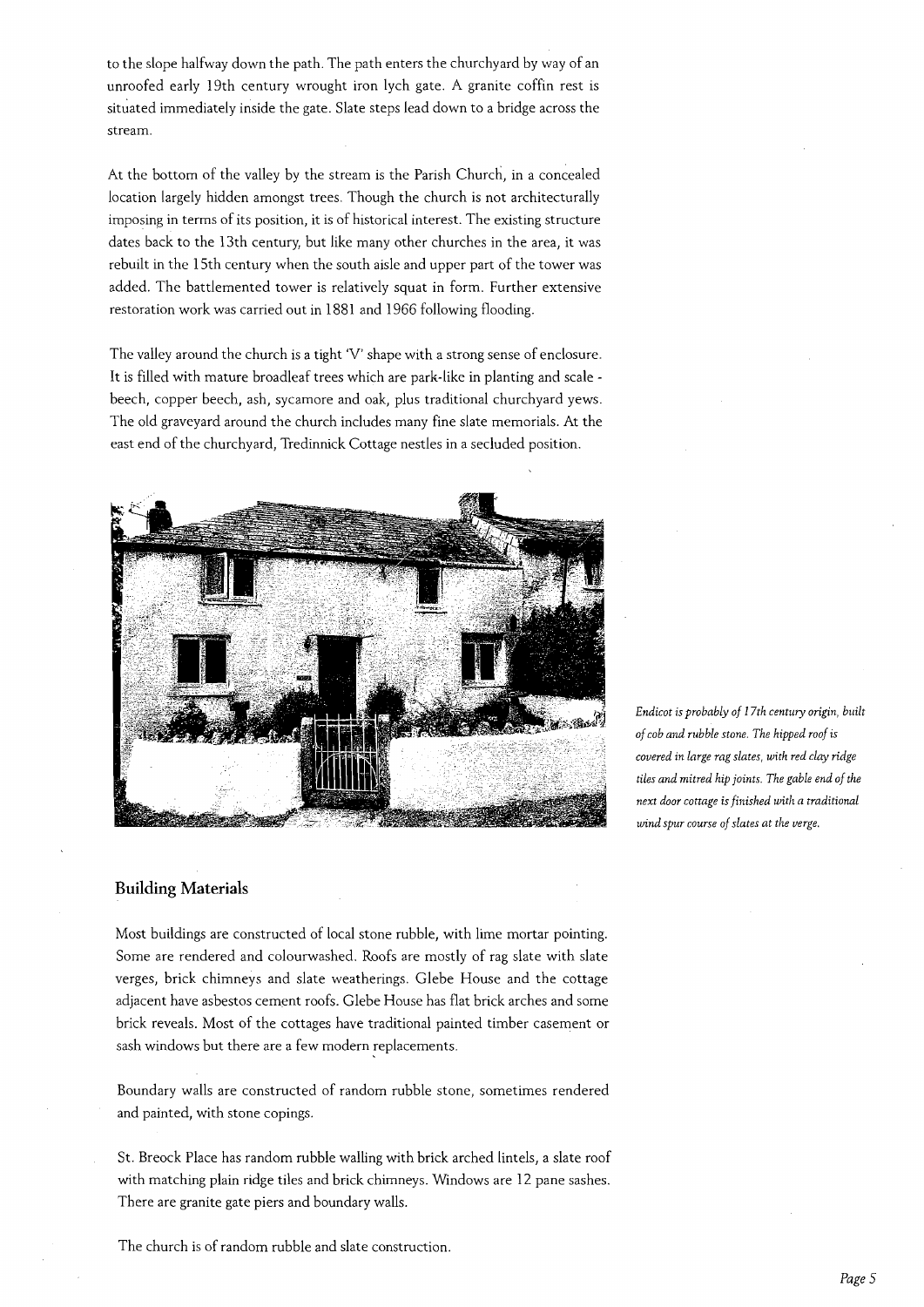to the slope halfway down the path. The path enters the churchyard by way of an unroofed early 19th century wrought iron lych gate. A granite coffin rest is situated immediately inside the gate. Slate steps lead down to a bridge across the stream.

At the bottom of the valley by the stream is the Parish Church, in a concealed location largely hidden amongst trees. Though the church is not architecturally imposing in terms of its position, it is of historical interest. The existing structure dates back to the 13th century, but like many other churches in the area, it was rebuilt in the 15th century when the south aisle and upper part of the tower was added. The battlemented tower is relatively squat in form. Further extensive restoration work was carried out in 1881 and 1966 following flooding.

The valley around the church is a tight 'V' shape with a strong sense of enclosure. It is filled with mature broadleaf trees which are park-like in planting and scale - beech, copper beech, ash, sycamore and oak, plus traditional churchyard yews. The old graveyard around the church includes many fine slate memorials. At the east end of the churchyard, Tredinnick Cottage nestles in a secluded position.

*Endicot is probably of 17th century origin, built of cob and rubble stone. The hipped roof is covered in large rag slates, with red clay ridge tiles and mitred hip joints. The gable end of the next door cottage is finished with a traditional wind spur course of slates at the verge.*

## Building Materials

Most buildings are constructed of local stone rubble, with lime mortar pointing. Some are rendered and colourwashed. Roofs are mostly of rag slate with slate verges, brick chimneys and slate weatherings. Glebe House and the cottage adjacent have asbestos cement roofs. Glebe House has flat brick arches and some brick reveals. Most of the cottages have traditional painted timber casement or sash windows but there are a few modern replacements.

Boundary walls are constructed of random rubble stone, sometimes rendered and painted, with stone copings.

St. Breock Place has random rubble walling with brick arched lintels, a slate roof with matching plain ridge tiles and brick chimneys. Windows are 12 pane sashes. There are granite gate piers and boundary walls.

The church is of random rubble and slate construction.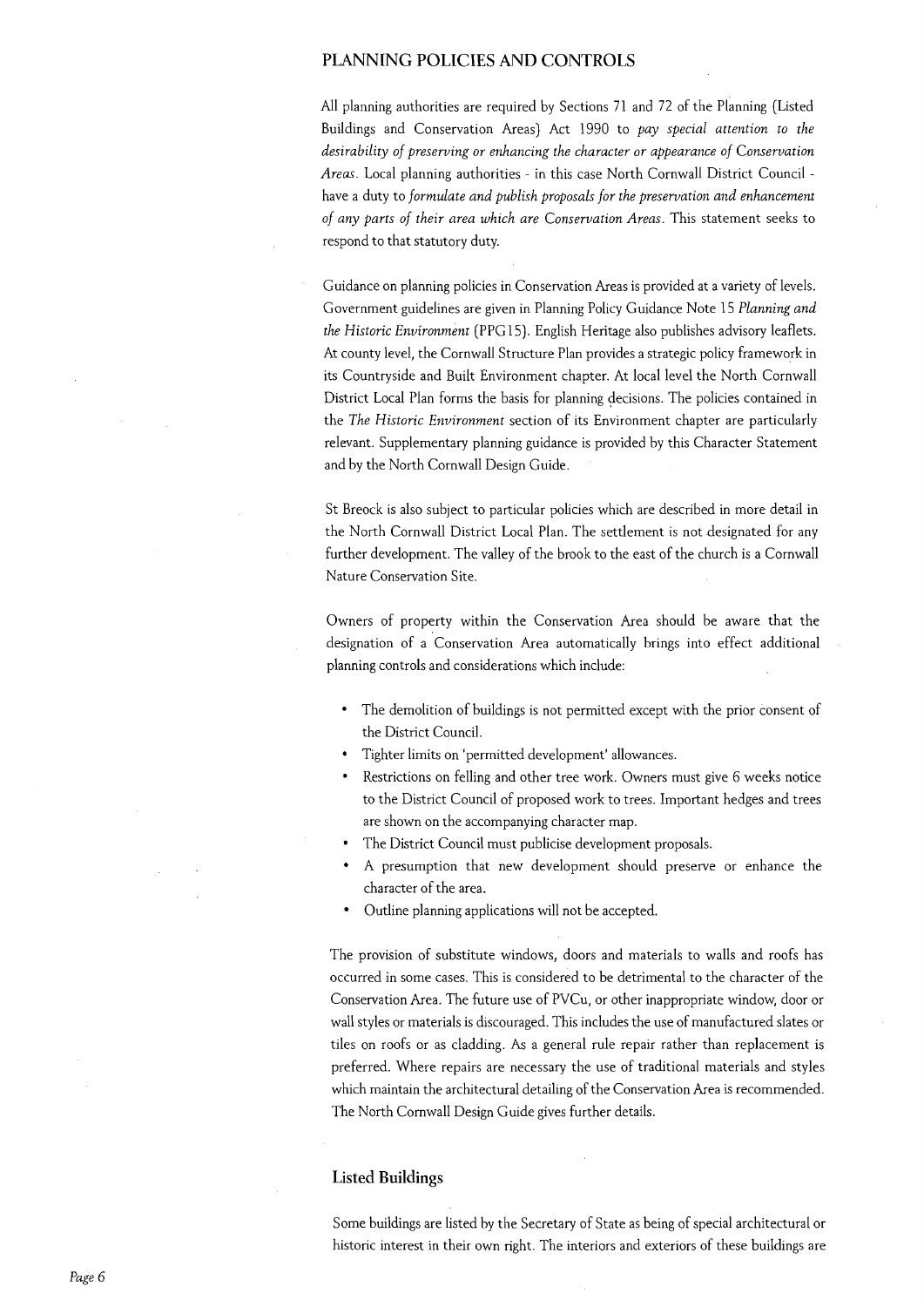## PLANNING POLICIES AND CONTROLS

All planning authorities are required by Sections 71 and 72 of the Planning (Listed Buildings and Conservation Areas) Act 1990 to *pay special attention to the desirability of preserving or enhancing the character or appearance of Conservation Areas*. Local planning authorities - in this case North Cornwall District Council - have a duty to *formulate and publish proposals for the preservation and enhancement of any parts of their area which are Conservation Areas*. This statement seeks to respond to that statutory duty.

Guidance on planning policies in Conservation Areas is provided at a variety of levels. Government guidelines are given in Planning Policy Guidance Note 15 *Planning and the Historic Environment* (PPG15). English Heritage also publishes advisory leaflets. At county level, the Cornwall Structure Plan provides a strategic policy framework in its Countryside and Built Environment chapter. At local level the North Cornwall District Local Plan forms the basis for planning decisions. The policies contained in the *The Historic Environment* section of its Environment chapter are particularly relevant. Supplementary planning guidance is provided by this Character Statement and by the North Cornwall Design Guide.

St Breock is also subject to particular policies which are described in more detail in the North Cornwall District Local Plan. The settlement is not designated for any further development. The valley of the brook to the east of the church is a Cornwall Nature Conservation Site.

Owners of property within the Conservation Area should be aware that the designation of a Conservation Area automatically brings into effect additional planning controls and considerations which include:

- The demolition of buildings is not permitted except with the prior consent of the District Council.
- Tighter limits on 'permitted development' allowances.
- Restrictions on felling and other tree work. Owners must give 6 weeks notice to the District Council of proposed work to trees. Important hedges and trees are shown on the accompanying character map.
- The District Council must publicise development proposals.
- A presumption that new development should preserve or enhance the character of the area.
- Outline planning applications will not be accepted.

The provision of substitute windows, doors and materials to walls and roofs has occurred in some cases. This is considered to be detrimental to the character of the Conservation Area. The future use of PVCu, or other inappropriate window, door or wall styles or materials is discouraged. This includes the use of manufactured slates or tiles on roofs or as cladding. As a general rule repair rather than replacement is preferred. Where repairs are necessary the use of traditional materials and styles which maintain the architectural detailing of the Conservation Area is recommended. The North Cornwall Design Guide gives further details.

### Listed Buildings

Some buildings are listed by the Secretary of State as being of special architectural or historic interest in their own right. The interiors and exteriors of these buildings are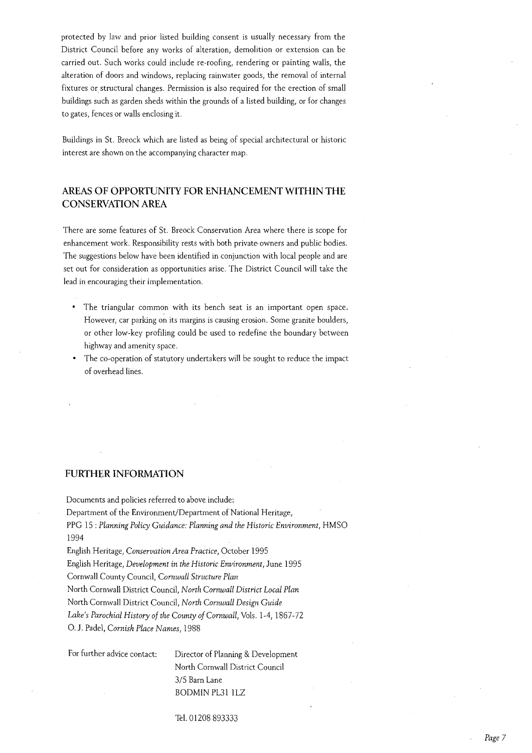protected by law and prior listed building consent is usually necessary from the District Council before any works of alteration, demolition or extension can be carried out. Such works could include re-roofing, rendering or painting walls, the alteration of doors and windows, replacing rainwater goods, the removal of internal fixtures or structural changes. Permission is also required for the erection of small buildings such as garden sheds within the grounds of a listed building, or for changes to gates, fences or walls enclosing it.

Buildings in St. Breock which are listed as being of special architectural or historic interest are shown on the accompanying character map.

## AREAS OF OPPORTUNITY FOR ENHANCEMENT WITHIN THE CONSERVATION AREA

There are some features of St. Breock Conservation Area where there is scope for enhancement work. Responsibility rests with both private owners and public bodies. The suggestions below have been identified in conjunction with local people and are set out for consideration as opportunities arise. The District Council will take the lead in encouraging their implementation.

- The triangular common with its bench seat is an important open space. However, car parking on its margins is causing erosion. Some granite boulders, or other low-key profiling could be used to redefine the boundary between highway and amenity space.
- The co-operation of statutory undertakers will be sought to reduce the impact of overhead lines.

## FURTHER INFORMATION

Documents and policies referred to above include:
Department of the Environment/Department of National Heritage,
PPG 15 : *Planning Policy Guidance: Planning and the Historic Environment*, HMSO 1994
English Heritage, *Conservation Area Practice*, October 1995
English Heritage, *Development in the Historic Environment*, June 1995
Cornwall County Council, *Cornwall Structure Plan*
North Cornwall District Council, *North Cornwall District Local Plan*
North Cornwall District Council, *North Cornwall Design Guide*
*Lake's Parochial History of the County of Cornwall*, Vols. 1-4, 1867-72
O. J. Padel, *Cornish Place Names*, 1988

For further advice contact: Director of Planning & Development
North Cornwall District Council
3/5 Barn Lane
BODMIN PL31 1LZ

Tel. 01208 893333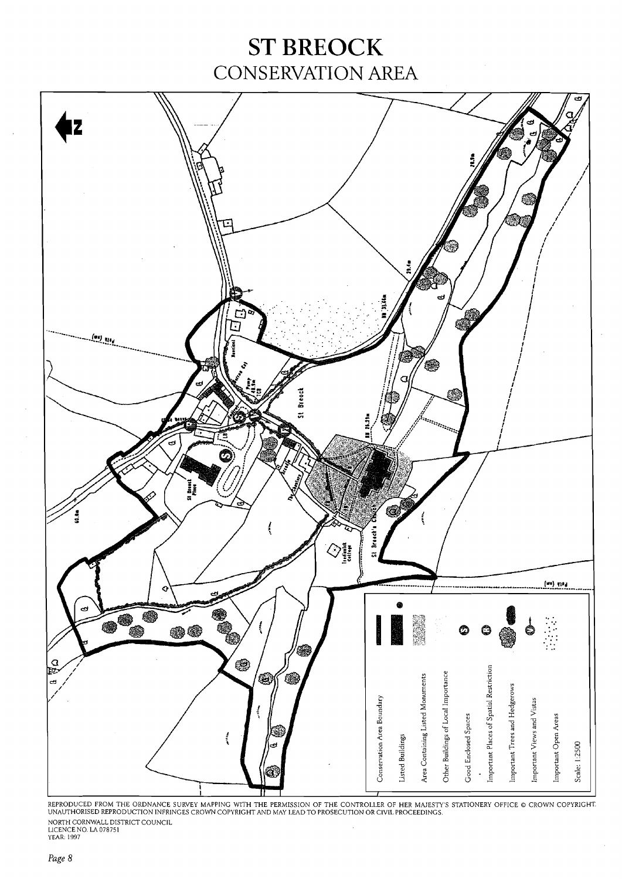# ST BRECK
## CONSERVATION AREA

Conservation Area Boundary

Listed Buildings

Area Containing Listed Monuments

Other Buildings of Local Importance

Good Enclosed Spaces

Important Places of Spatial Restriction

Important Trees and Hedgerows

Important Views and Vistas

Important Open Areas

Scale: 1:2500

REPRODUCED FROM THE ORDNANCE SURVEY MAPPING WITH THE PERMISSION OF THE CONTROLLER OF HER MAJESTY'S STATIONERY OFFICE © CROWN COPYRIGHT. UNAUTHORISED REPRODUCTION INFRINGES CROWN COPYRIGHT AND MAY LEAD TO PROSECUTION OR CIVIL PROCEEDINGS.

NORTH CORNWALL DISTRICT COUNCIL
LICENCE NO. LA 078751
YEAR: 1997